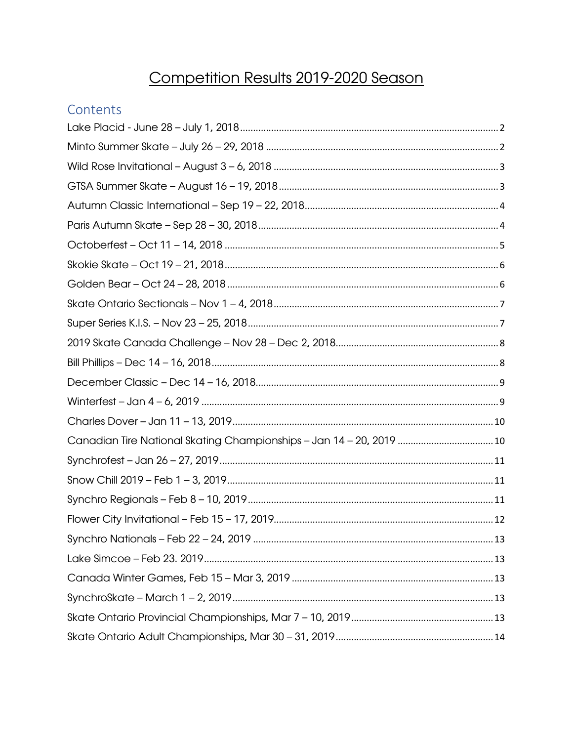# Competition Results 2019-2020 Season

## Contents

- Lake Placid - June 28 – July 1, 2018 ........ 2
- Minto Summer Skate – July 26 – 29, 2018 ........ 2
- Wild Rose Invitational – August 3 – 6, 2018 ........ 3
- GTSA Summer Skate – August 16 – 19, 2018 ........ 3
- Autumn Classic International – Sep 19 – 22, 2018 ........ 4
- Paris Autumn Skate – Sep 28 – 30, 2018 ........ 4
- Octoberfest – Oct 11 – 14, 2018 ........ 5
- Skokie Skate – Oct 19 – 21, 2018 ........ 6
- Golden Bear – Oct 24 – 28, 2018 ........ 6
- Skate Ontario Sectionals – Nov 1 – 4, 2018 ........ 7
- Super Series K.I.S. – Nov 23 – 25, 2018 ........ 7
- 2019 Skate Canada Challenge – Nov 28 – Dec 2, 2018 ........ 8
- Bill Phillips – Dec 14 – 16, 2018 ........ 8
- December Classic – Dec 14 – 16, 2018 ........ 9
- Winterfest – Jan 4 – 6, 2019 ........ 9
- Charles Dover – Jan 11 – 13, 2019 ........ 10
- Canadian Tire National Skating Championships – Jan 14 – 20, 2019 ........ 10
- Synchrofest – Jan 26 – 27, 2019 ........ 11
- Snow Chill 2019 – Feb 1 – 3, 2019 ........ 11
- Synchro Regionals – Feb 8 – 10, 2019 ........ 11
- Flower City Invitational – Feb 15 – 17, 2019 ........ 12
- Synchro Nationals – Feb 22 – 24, 2019 ........ 13
- Lake Simcoe – Feb 23. 2019 ........ 13
- Canada Winter Games, Feb 15 – Mar 3, 2019 ........ 13
- SynchroSkate – March 1 – 2, 2019 ........ 13
- Skate Ontario Provincial Championships, Mar 7 – 10, 2019 ........ 13
- Skate Ontario Adult Championships, Mar 30 – 31, 2019 ........ 14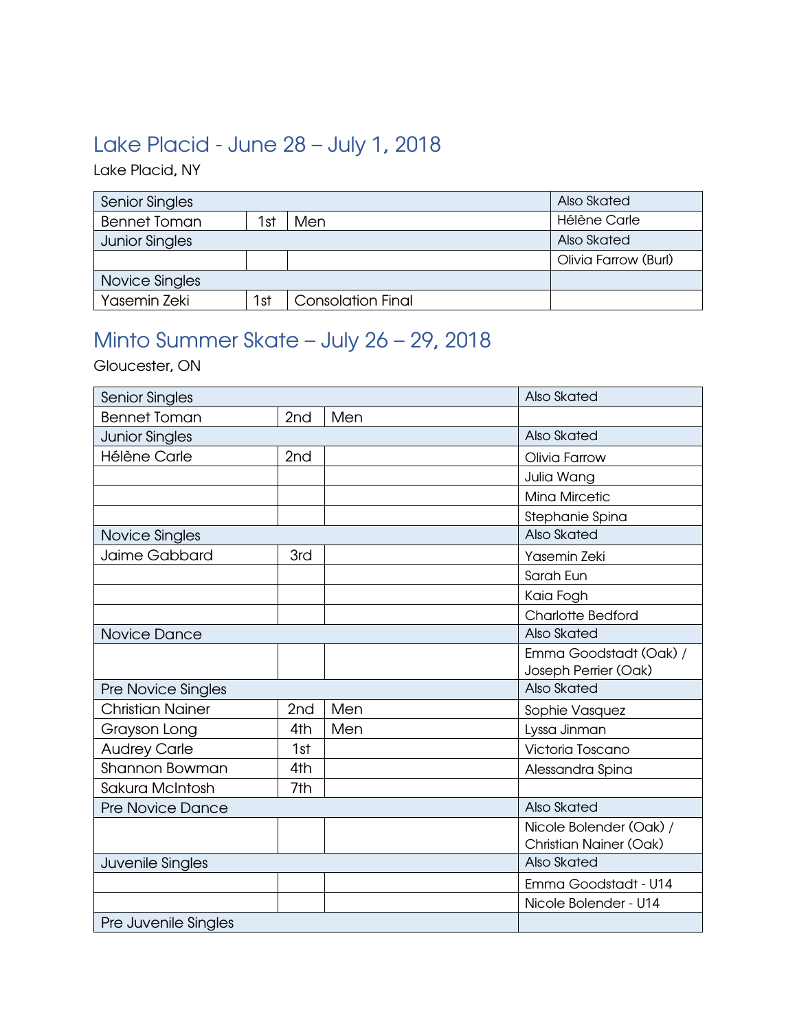## Lake Placid - June 28 – July 1, 2018

Lake Placid, NY

| Senior Singles | | | Also Skated |
|---|---|---|---|
| Bennet Toman | 1st | Men | Hélène Carle |
| Junior Singles | | | Also Skated |
| | | | Olivia Farrow (Burl) |
| Novice Singles | | | |
| Yasemin Zeki | 1st | Consolation Final | |

## Minto Summer Skate – July 26 – 29, 2018

Gloucester, ON

| Senior Singles | | | Also Skated |
|---|---|---|---|
| Bennet Toman | 2nd | Men | |
| Junior Singles | | | Also Skated |
| Hélène Carle | 2nd | | Olivia Farrow |
| | | | Julia Wang |
| | | | Mina Mircetic |
| | | | Stephanie Spina |
| Novice Singles | | | Also Skated |
| Jaime Gabbard | 3rd | | Yasemin Zeki |
| | | | Sarah Eun |
| | | | Kaia Fogh |
| | | | Charlotte Bedford |
| Novice Dance | | | Also Skated |
| | | | Emma Goodstadt (Oak) / Joseph Perrier (Oak) |
| Pre Novice Singles | | | Also Skated |
| Christian Nainer | 2nd | Men | Sophie Vasquez |
| Grayson Long | 4th | Men | Lyssa Jinman |
| Audrey Carle | 1st | | Victoria Toscano |
| Shannon Bowman | 4th | | Alessandra Spina |
| Sakura McIntosh | 7th | | |
| Pre Novice Dance | | | Also Skated |
| | | | Nicole Bolender (Oak) / Christian Nainer (Oak) |
| Juvenile Singles | | | Also Skated |
| | | | Emma Goodstadt - U14 |
| | | | Nicole Bolender - U14 |
| Pre Juvenile Singles | | | |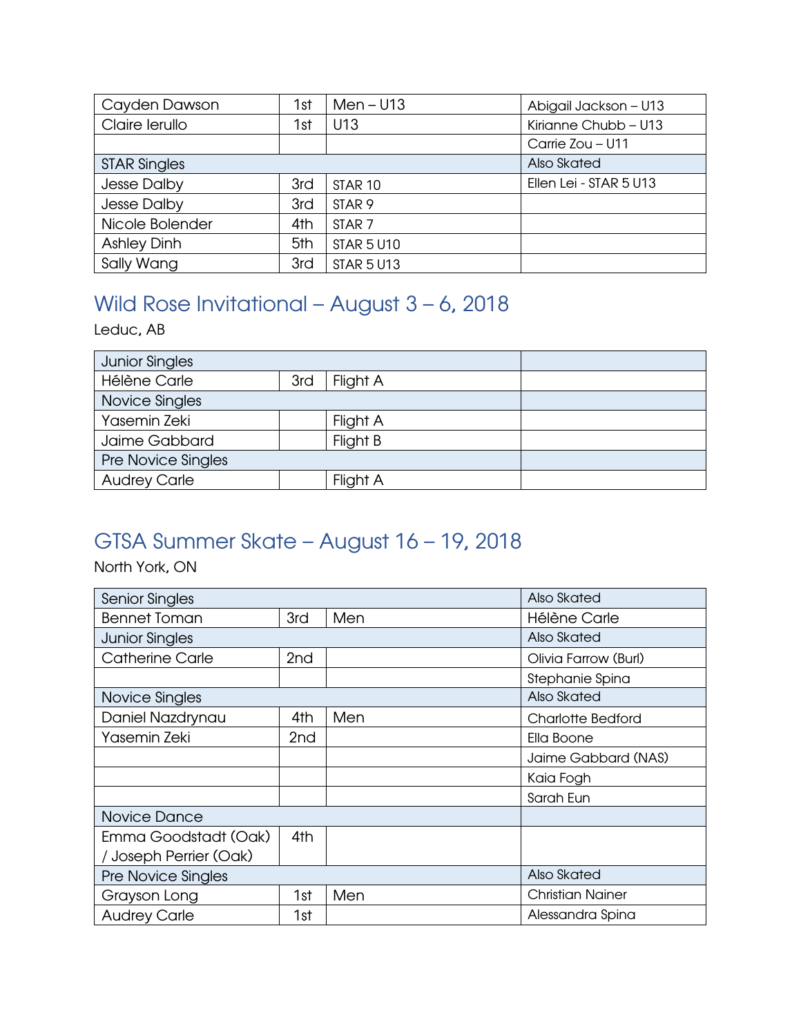| | | | |
|---|---|---|---|
| Cayden Dawson | 1st | Men – U13 | Abigail Jackson – U13 |
| Claire Ierullo | 1st | U13 | Kirianne Chubb – U13 |
| | | | Carrie Zou – U11 |
| STAR Singles | | | Also Skated |
| Jesse Dalby | 3rd | STAR 10 | Ellen Lei - STAR 5 U13 |
| Jesse Dalby | 3rd | STAR 9 | |
| Nicole Bolender | 4th | STAR 7 | |
| Ashley Dinh | 5th | STAR 5 U10 | |
| Sally Wang | 3rd | STAR 5 U13 | |

## Wild Rose Invitational – August 3 – 6, 2018

Leduc, AB

| | | | |
|---|---|---|---|
| Junior Singles | | | |
| Hélène Carle | 3rd | Flight A | |
| Novice Singles | | | |
| Yasemin Zeki | | Flight A | |
| Jaime Gabbard | | Flight B | |
| Pre Novice Singles | | | |
| Audrey Carle | | Flight A | |

## GTSA Summer Skate – August 16 – 19, 2018

North York, ON

| | | | |
|---|---|---|---|
| Senior Singles | | | Also Skated |
| Bennet Toman | 3rd | Men | Hélène Carle |
| Junior Singles | | | Also Skated |
| Catherine Carle | 2nd | | Olivia Farrow (Burl) |
| | | | Stephanie Spina |
| Novice Singles | | | Also Skated |
| Daniel Nazdrynau | 4th | Men | Charlotte Bedford |
| Yasemin Zeki | 2nd | | Ella Boone |
| | | | Jaime Gabbard (NAS) |
| | | | Kaia Fogh |
| | | | Sarah Eun |
| Novice Dance | | | |
| Emma Goodstadt (Oak) / Joseph Perrier (Oak) | 4th | | |
| Pre Novice Singles | | | Also Skated |
| Grayson Long | 1st | Men | Christian Nainer |
| Audrey Carle | 1st | | Alessandra Spina |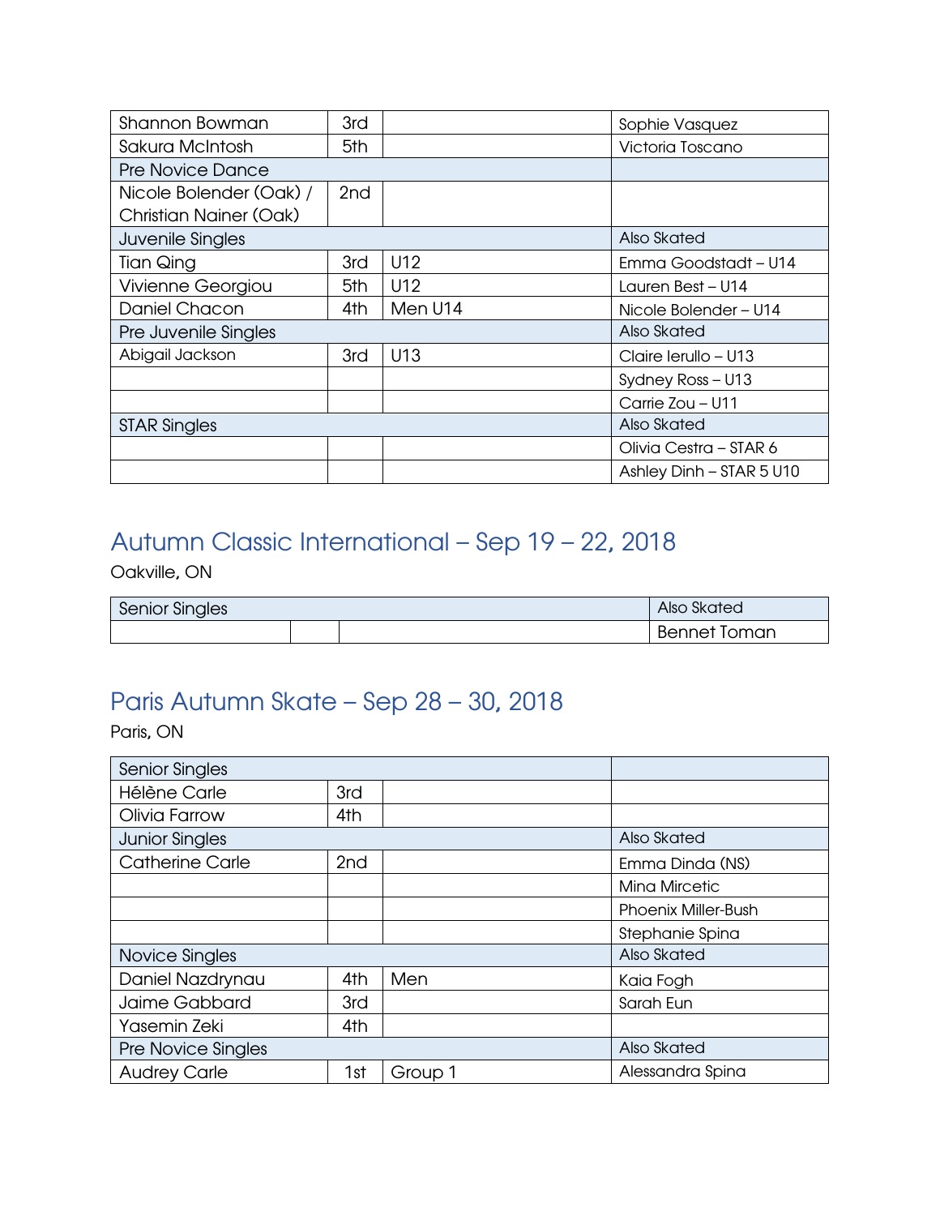| | | | |
|---|---|---|---|
| Shannon Bowman | 3rd | | Sophie Vasquez |
| Sakura McIntosh | 5th | | Victoria Toscano |
| Pre Novice Dance | | | |
| Nicole Bolender (Oak) / Christian Nainer (Oak) | 2nd | | |
| Juvenile Singles | | | Also Skated |
| Tian Qing | 3rd | U12 | Emma Goodstadt – U14 |
| Vivienne Georgiou | 5th | U12 | Lauren Best – U14 |
| Daniel Chacon | 4th | Men U14 | Nicole Bolender – U14 |
| Pre Juvenile Singles | | | Also Skated |
| Abigail Jackson | 3rd | U13 | Claire Ierullo – U13 |
| | | | Sydney Ross – U13 |
| | | | Carrie Zou – U11 |
| STAR Singles | | | Also Skated |
| | | | Olivia Cestra – STAR 6 |
| | | | Ashley Dinh – STAR 5 U10 |

## Autumn Classic International – Sep 19 – 22, 2018

Oakville, ON

| Senior Singles | | | Also Skated |
|---|---|---|---|
| | | | Bennet Toman |

## Paris Autumn Skate – Sep 28 – 30, 2018

Paris, ON

| Senior Singles | | | |
|---|---|---|---|
| Hélène Carle | 3rd | | |
| Olivia Farrow | 4th | | |
| Junior Singles | | | Also Skated |
| Catherine Carle | 2nd | | Emma Dinda (NS) |
| | | | Mina Mircetic |
| | | | Phoenix Miller-Bush |
| | | | Stephanie Spina |
| Novice Singles | | | Also Skated |
| Daniel Nazdrynau | 4th | Men | Kaia Fogh |
| Jaime Gabbard | 3rd | | Sarah Eun |
| Yasemin Zeki | 4th | | |
| Pre Novice Singles | | | Also Skated |
| Audrey Carle | 1st | Group 1 | Alessandra Spina |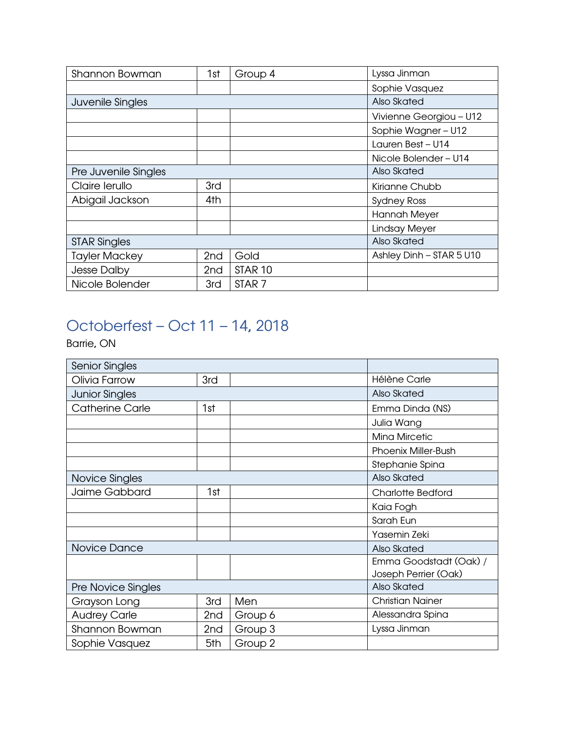| | | | |
|---|---|---|---|
| Shannon Bowman | 1st | Group 4 | Lyssa Jinman |
| | | | Sophie Vasquez |
| Juvenile Singles | | | Also Skated |
| | | | Vivienne Georgiou – U12 |
| | | | Sophie Wagner – U12 |
| | | | Lauren Best – U14 |
| | | | Nicole Bolender – U14 |
| Pre Juvenile Singles | | | Also Skated |
| Claire Ierullo | 3rd | | Kirianne Chubb |
| Abigail Jackson | 4th | | Sydney Ross |
| | | | Hannah Meyer |
| | | | Lindsay Meyer |
| STAR Singles | | | Also Skated |
| Tayler Mackey | 2nd | Gold | Ashley Dinh – STAR 5 U10 |
| Jesse Dalby | 2nd | STAR 10 | |
| Nicole Bolender | 3rd | STAR 7 | |

## Octoberfest – Oct 11 – 14, 2018

Barrie, ON

| Senior Singles | | | |
|---|---|---|---|
| Olivia Farrow | 3rd | | Hélène Carle |
| Junior Singles | | | Also Skated |
| Catherine Carle | 1st | | Emma Dinda (NS) |
| | | | Julia Wang |
| | | | Mina Mircetic |
| | | | Phoenix Miller-Bush |
| | | | Stephanie Spina |
| Novice Singles | | | Also Skated |
| Jaime Gabbard | 1st | | Charlotte Bedford |
| | | | Kaia Fogh |
| | | | Sarah Eun |
| | | | Yasemin Zeki |
| Novice Dance | | | Also Skated |
| | | | Emma Goodstadt (Oak) / Joseph Perrier (Oak) |
| Pre Novice Singles | | | Also Skated |
| Grayson Long | 3rd | Men | Christian Nainer |
| Audrey Carle | 2nd | Group 6 | Alessandra Spina |
| Shannon Bowman | 2nd | Group 3 | Lyssa Jinman |
| Sophie Vasquez | 5th | Group 2 | |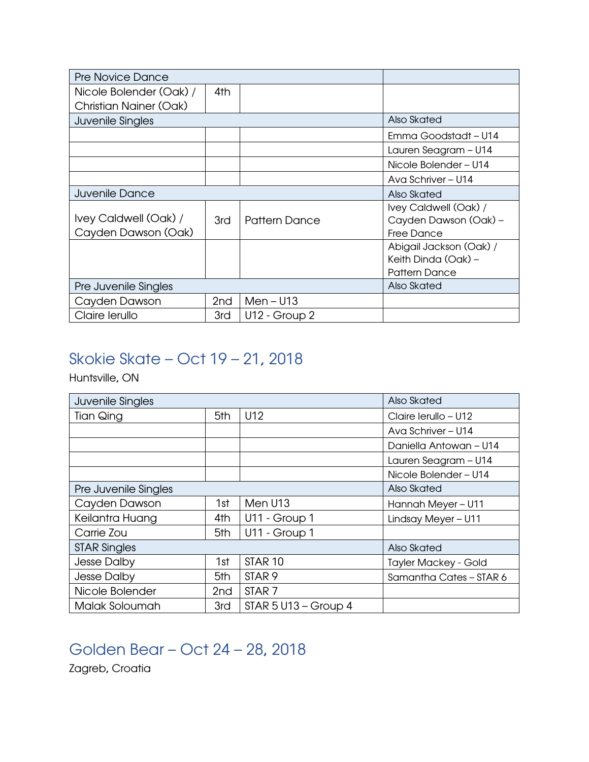| Pre Novice Dance | | | |
|---|---|---|---|
| Nicole Bolender (Oak) / Christian Nainer (Oak) | 4th | | |
| **Juvenile Singles** | | | **Also Skated** |
| | | | Emma Goodstadt – U14 |
| | | | Lauren Seagram – U14 |
| | | | Nicole Bolender – U14 |
| | | | Ava Schriver – U14 |
| **Juvenile Dance** | | | **Also Skated** |
| Ivey Caldwell (Oak) / Cayden Dawson (Oak) | 3rd | Pattern Dance | Ivey Caldwell (Oak) / Cayden Dawson (Oak) – Free Dance |
| | | | Abigail Jackson (Oak) / Keith Dinda (Oak) – Pattern Dance |
| **Pre Juvenile Singles** | | | **Also Skated** |
| Cayden Dawson | 2nd | Men – U13 | |
| Claire Ierullo | 3rd | U12 - Group 2 | |

## Skokie Skate – Oct 19 – 21, 2018

Huntsville, ON

| Juvenile Singles | | | Also Skated |
|---|---|---|---|
| Tian Qing | 5th | U12 | Claire Ierullo – U12 |
| | | | Ava Schriver – U14 |
| | | | Daniella Antowan – U14 |
| | | | Lauren Seagram – U14 |
| | | | Nicole Bolender – U14 |
| **Pre Juvenile Singles** | | | **Also Skated** |
| Cayden Dawson | 1st | Men U13 | Hannah Meyer – U11 |
| Keilantra Huang | 4th | U11 - Group 1 | Lindsay Meyer – U11 |
| Carrie Zou | 5th | U11 - Group 1 | |
| **STAR Singles** | | | **Also Skated** |
| Jesse Dalby | 1st | STAR 10 | Tayler Mackey - Gold |
| Jesse Dalby | 5th | STAR 9 | Samantha Cates – STAR 6 |
| Nicole Bolender | 2nd | STAR 7 | |
| Malak Soloumah | 3rd | STAR 5 U13 – Group 4 | |

## Golden Bear – Oct 24 – 28, 2018

Zagreb, Croatia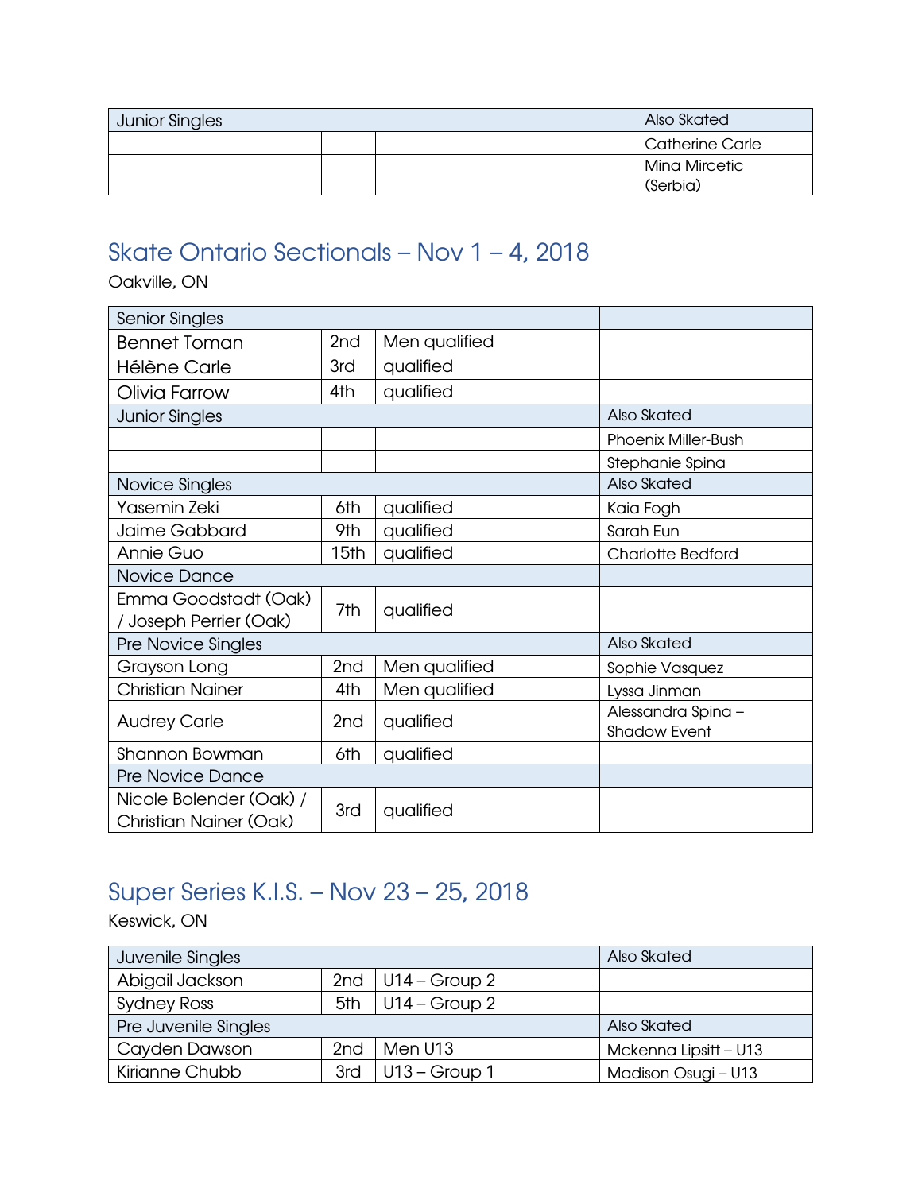| Junior Singles | | | Also Skated |
|---|---|---|---|
| | | | Catherine Carle |
| | | | Mina Mircetic (Serbia) |

## Skate Ontario Sectionals – Nov 1 – 4, 2018

Oakville, ON

| Senior Singles | | | |
|---|---|---|---|
| Bennet Toman | 2nd | Men qualified | |
| Hélène Carle | 3rd | qualified | |
| Olivia Farrow | 4th | qualified | |
| Junior Singles | | | Also Skated |
| | | | Phoenix Miller-Bush |
| | | | Stephanie Spina |
| Novice Singles | | | Also Skated |
| Yasemin Zeki | 6th | qualified | Kaia Fogh |
| Jaime Gabbard | 9th | qualified | Sarah Eun |
| Annie Guo | 15th | qualified | Charlotte Bedford |
| Novice Dance | | | |
| Emma Goodstadt (Oak) / Joseph Perrier (Oak) | 7th | qualified | |
| Pre Novice Singles | | | Also Skated |
| Grayson Long | 2nd | Men qualified | Sophie Vasquez |
| Christian Nainer | 4th | Men qualified | Lyssa Jinman |
| Audrey Carle | 2nd | qualified | Alessandra Spina – Shadow Event |
| Shannon Bowman | 6th | qualified | |
| Pre Novice Dance | | | |
| Nicole Bolender (Oak) / Christian Nainer (Oak) | 3rd | qualified | |

## Super Series K.I.S. – Nov 23 – 25, 2018

Keswick, ON

| Juvenile Singles | | | Also Skated |
|---|---|---|---|
| Abigail Jackson | 2nd | U14 – Group 2 | |
| Sydney Ross | 5th | U14 – Group 2 | |
| Pre Juvenile Singles | | | Also Skated |
| Cayden Dawson | 2nd | Men U13 | Mckenna Lipsitt – U13 |
| Kirianne Chubb | 3rd | U13 – Group 1 | Madison Osugi – U13 |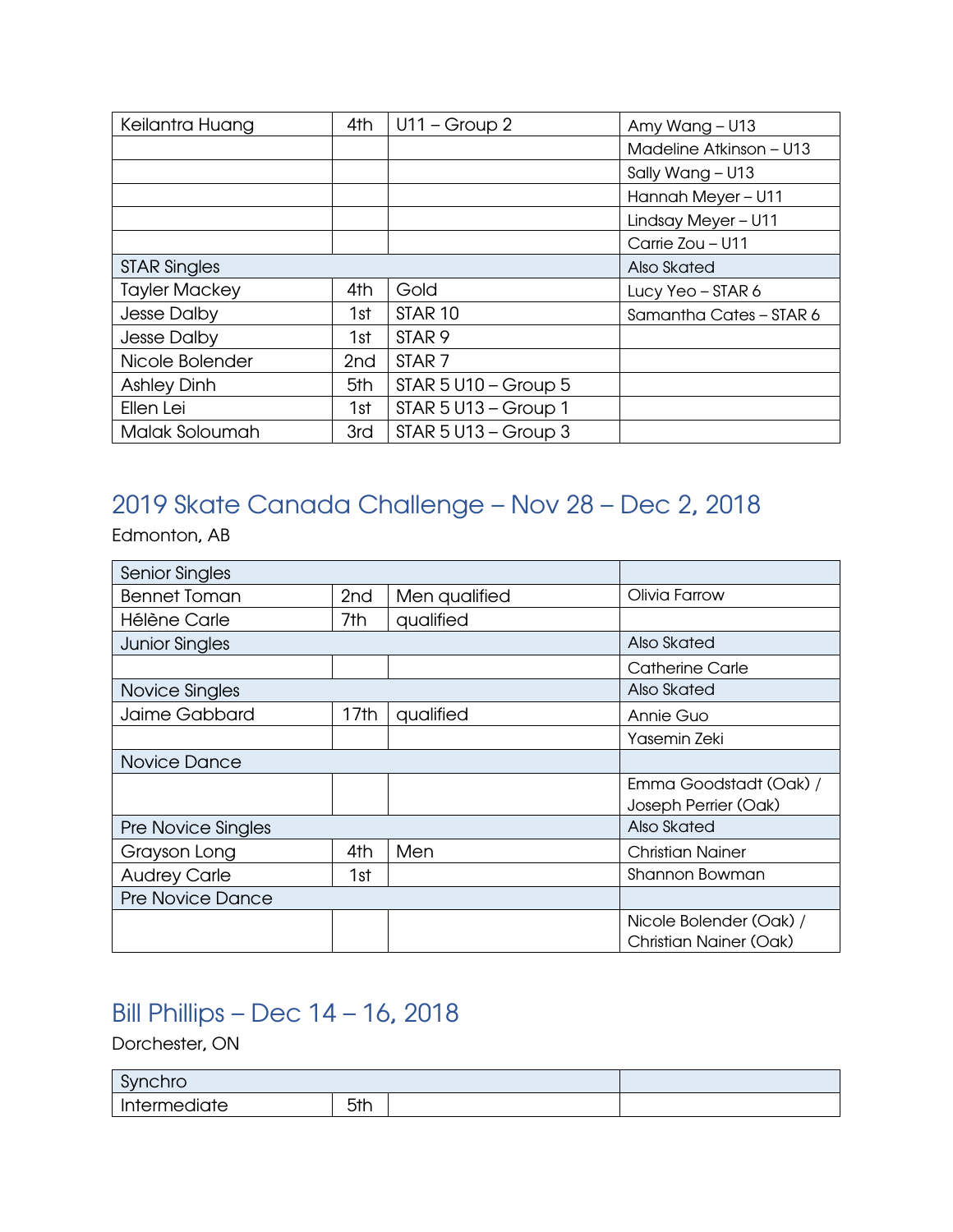| Keilantra Huang | 4th | U11 – Group 2 | Amy Wang – U13 |
|---|---|---|---|
| | | | Madeline Atkinson – U13 |
| | | | Sally Wang – U13 |
| | | | Hannah Meyer – U11 |
| | | | Lindsay Meyer – U11 |
| | | | Carrie Zou – U11 |
| STAR Singles | | | Also Skated |
| Tayler Mackey | 4th | Gold | Lucy Yeo – STAR 6 |
| Jesse Dalby | 1st | STAR 10 | Samantha Cates – STAR 6 |
| Jesse Dalby | 1st | STAR 9 | |
| Nicole Bolender | 2nd | STAR 7 | |
| Ashley Dinh | 5th | STAR 5 U10 – Group 5 | |
| Ellen Lei | 1st | STAR 5 U13 – Group 1 | |
| Malak Soloumah | 3rd | STAR 5 U13 – Group 3 | |

## 2019 Skate Canada Challenge – Nov 28 – Dec 2, 2018

Edmonton, AB

| Senior Singles | | | |
|---|---|---|---|
| Bennet Toman | 2nd | Men qualified | Olivia Farrow |
| Hélène Carle | 7th | qualified | |
| Junior Singles | | | Also Skated |
| | | | Catherine Carle |
| Novice Singles | | | Also Skated |
| Jaime Gabbard | 17th | qualified | Annie Guo |
| | | | Yasemin Zeki |
| Novice Dance | | | |
| | | | Emma Goodstadt (Oak) / Joseph Perrier (Oak) |
| Pre Novice Singles | | | Also Skated |
| Grayson Long | 4th | Men | Christian Nainer |
| Audrey Carle | 1st | | Shannon Bowman |
| Pre Novice Dance | | | |
| | | | Nicole Bolender (Oak) / Christian Nainer (Oak) |

## Bill Phillips – Dec 14 – 16, 2018

Dorchester, ON

| Synchro | | | |
|---|---|---|---|
| Intermediate | 5th | | |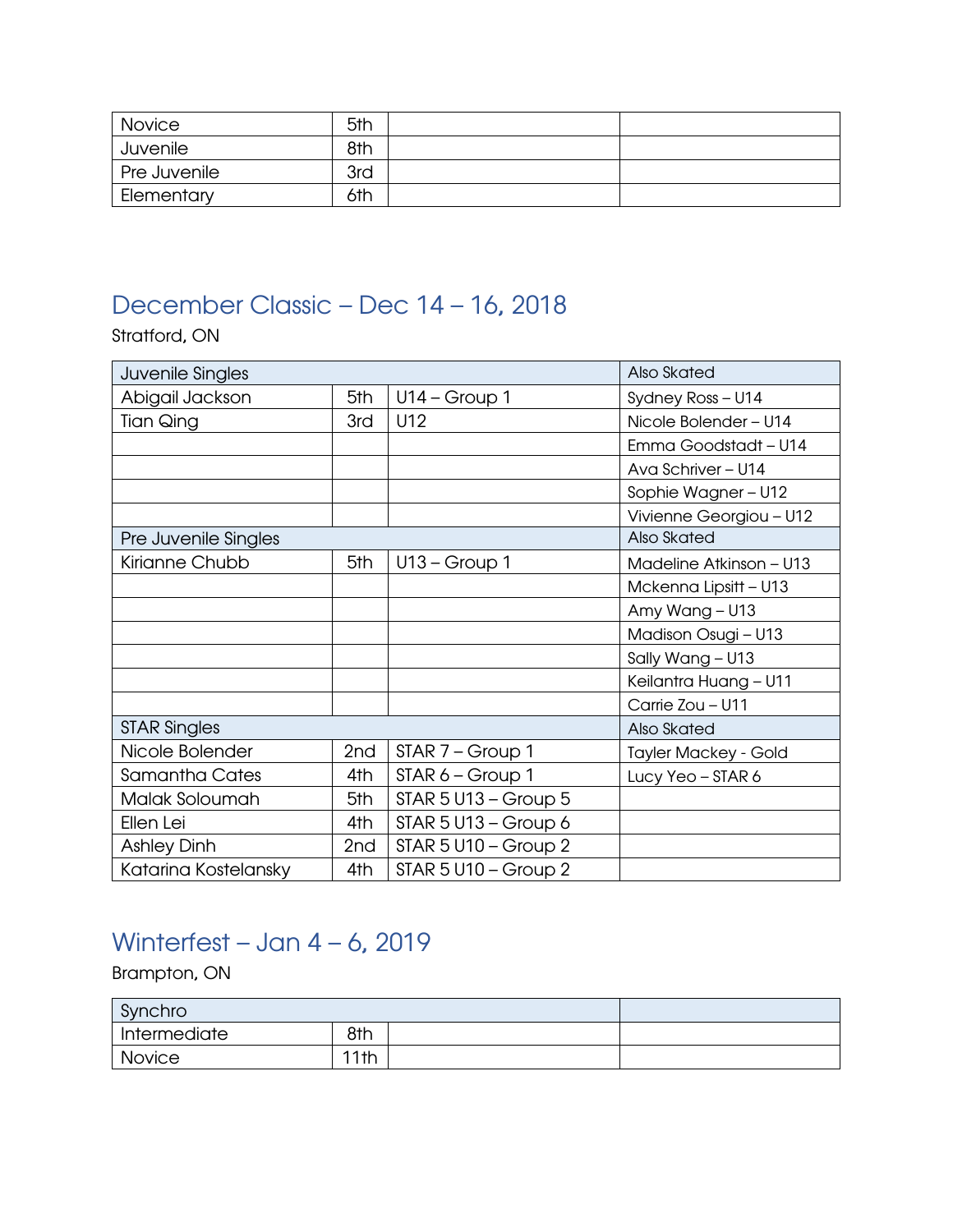| | | | |
|---|---|---|---|
| Novice | 5th | | |
| Juvenile | 8th | | |
| Pre Juvenile | 3rd | | |
| Elementary | 6th | | |

## December Classic – Dec 14 – 16, 2018

Stratford, ON

| Juvenile Singles | | | Also Skated |
|---|---|---|---|
| Abigail Jackson | 5th | U14 – Group 1 | Sydney Ross – U14 |
| Tian Qing | 3rd | U12 | Nicole Bolender – U14 |
| | | | Emma Goodstadt – U14 |
| | | | Ava Schriver – U14 |
| | | | Sophie Wagner – U12 |
| | | | Vivienne Georgiou – U12 |
| **Pre Juvenile Singles** | | | **Also Skated** |
| Kirianne Chubb | 5th | U13 – Group 1 | Madeline Atkinson – U13 |
| | | | Mckenna Lipsitt – U13 |
| | | | Amy Wang – U13 |
| | | | Madison Osugi – U13 |
| | | | Sally Wang – U13 |
| | | | Keilantra Huang – U11 |
| | | | Carrie Zou – U11 |
| **STAR Singles** | | | **Also Skated** |
| Nicole Bolender | 2nd | STAR 7 – Group 1 | Tayler Mackey - Gold |
| Samantha Cates | 4th | STAR 6 – Group 1 | Lucy Yeo – STAR 6 |
| Malak Soloumah | 5th | STAR 5 U13 – Group 5 | |
| Ellen Lei | 4th | STAR 5 U13 – Group 6 | |
| Ashley Dinh | 2nd | STAR 5 U10 – Group 2 | |
| Katarina Kostelansky | 4th | STAR 5 U10 – Group 2 | |

## Winterfest – Jan 4 – 6, 2019

Brampton, ON

| Synchro | | | |
|---|---|---|---|
| Intermediate | 8th | | |
| Novice | 11th | | |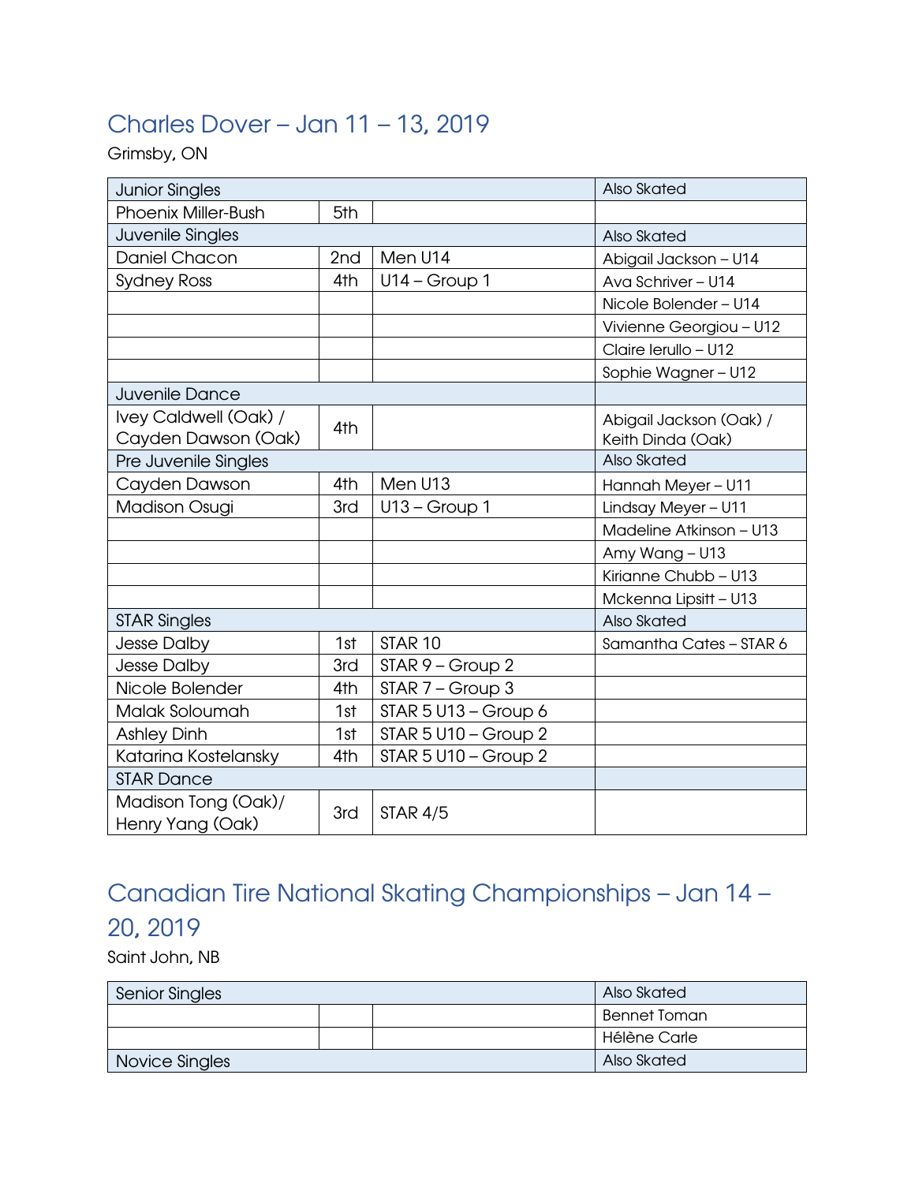## Charles Dover – Jan 11 – 13, 2019

Grimsby, ON

| Junior Singles | | | Also Skated |
|---|---|---|---|
| Phoenix Miller-Bush | 5th | | |
| **Juvenile Singles** | | | **Also Skated** |
| Daniel Chacon | 2nd | Men U14 | Abigail Jackson – U14 |
| Sydney Ross | 4th | U14 – Group 1 | Ava Schriver – U14 |
| | | | Nicole Bolender – U14 |
| | | | Vivienne Georgiou – U12 |
| | | | Claire Ierullo – U12 |
| | | | Sophie Wagner – U12 |
| **Juvenile Dance** | | | |
| Ivey Caldwell (Oak) / Cayden Dawson (Oak) | 4th | | Abigail Jackson (Oak) / Keith Dinda (Oak) |
| **Pre Juvenile Singles** | | | **Also Skated** |
| Cayden Dawson | 4th | Men U13 | Hannah Meyer – U11 |
| Madison Osugi | 3rd | U13 – Group 1 | Lindsay Meyer – U11 |
| | | | Madeline Atkinson – U13 |
| | | | Amy Wang – U13 |
| | | | Kirianne Chubb – U13 |
| | | | Mckenna Lipsitt – U13 |
| **STAR Singles** | | | **Also Skated** |
| Jesse Dalby | 1st | STAR 10 | Samantha Cates – STAR 6 |
| Jesse Dalby | 3rd | STAR 9 – Group 2 | |
| Nicole Bolender | 4th | STAR 7 – Group 3 | |
| Malak Soloumah | 1st | STAR 5 U13 – Group 6 | |
| Ashley Dinh | 1st | STAR 5 U10 – Group 2 | |
| Katarina Kostelansky | 4th | STAR 5 U10 – Group 2 | |
| **STAR Dance** | | | |
| Madison Tong (Oak)/ Henry Yang (Oak) | 3rd | STAR 4/5 | |

## Canadian Tire National Skating Championships – Jan 14 – 20, 2019

Saint John, NB

| Senior Singles | | | Also Skated |
|---|---|---|---|
| | | | Bennet Toman |
| | | | Hélène Carle |
| **Novice Singles** | | | **Also Skated** |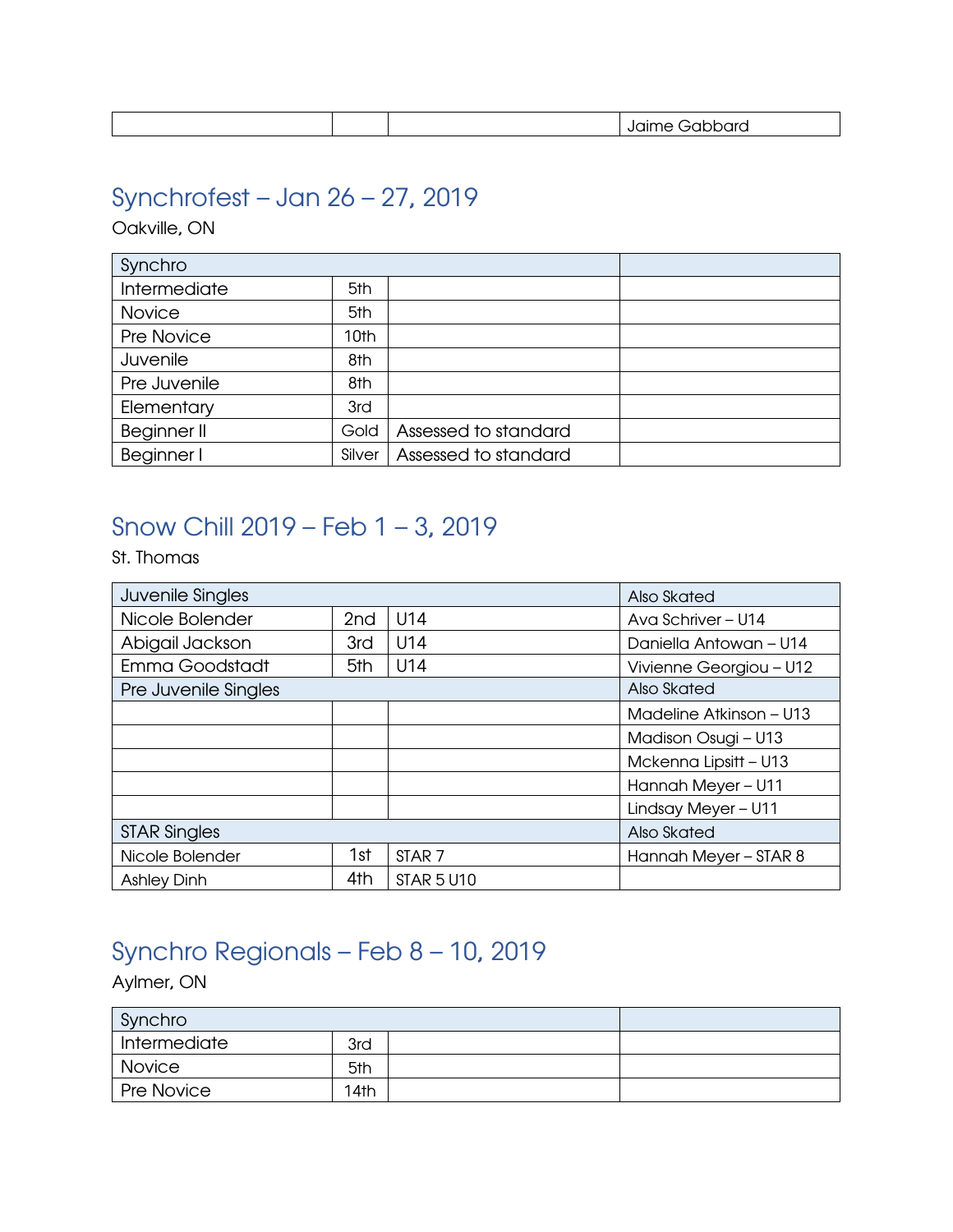| | | | Jaime Gabbard |
|---|---|---|---|

## Synchrofest – Jan 26 – 27, 2019

Oakville, ON

| Synchro | | | |
|---|---|---|---|
| Intermediate | 5th | | |
| Novice | 5th | | |
| Pre Novice | 10th | | |
| Juvenile | 8th | | |
| Pre Juvenile | 8th | | |
| Elementary | 3rd | | |
| Beginner II | Gold | Assessed to standard | |
| Beginner I | Silver | Assessed to standard | |

## Snow Chill 2019 – Feb 1 – 3, 2019

St. Thomas

| Juvenile Singles | | | Also Skated |
|---|---|---|---|
| Nicole Bolender | 2nd | U14 | Ava Schriver – U14 |
| Abigail Jackson | 3rd | U14 | Daniella Antowan – U14 |
| Emma Goodstadt | 5th | U14 | Vivienne Georgiou – U12 |
| Pre Juvenile Singles | | | Also Skated |
| | | | Madeline Atkinson – U13 |
| | | | Madison Osugi – U13 |
| | | | Mckenna Lipsitt – U13 |
| | | | Hannah Meyer – U11 |
| | | | Lindsay Meyer – U11 |
| STAR Singles | | | Also Skated |
| Nicole Bolender | 1st | STAR 7 | Hannah Meyer – STAR 8 |
| Ashley Dinh | 4th | STAR 5 U10 | |

## Synchro Regionals – Feb 8 – 10, 2019

Aylmer, ON

| Synchro | | | |
|---|---|---|---|
| Intermediate | 3rd | | |
| Novice | 5th | | |
| Pre Novice | 14th | | |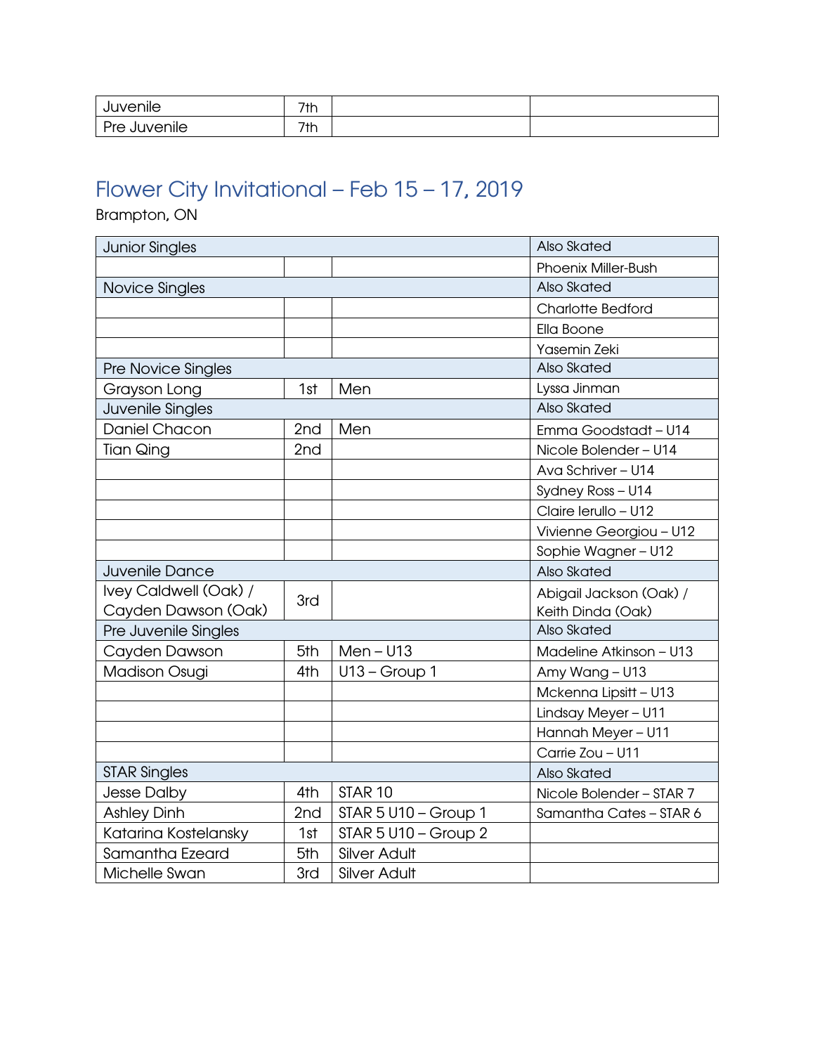| | | | |
|---|---|---|---|
| Juvenile | 7th | | |
| Pre Juvenile | 7th | | |

## Flower City Invitational – Feb 15 – 17, 2019

Brampton, ON

| Junior Singles | | | Also Skated |
|---|---|---|---|
| | | | Phoenix Miller-Bush |
| Novice Singles | | | Also Skated |
| | | | Charlotte Bedford |
| | | | Ella Boone |
| | | | Yasemin Zeki |
| Pre Novice Singles | | | Also Skated |
| Grayson Long | 1st | Men | Lyssa Jinman |
| Juvenile Singles | | | Also Skated |
| Daniel Chacon | 2nd | Men | Emma Goodstadt – U14 |
| Tian Qing | 2nd | | Nicole Bolender – U14 |
| | | | Ava Schriver – U14 |
| | | | Sydney Ross – U14 |
| | | | Claire Ierullo – U12 |
| | | | Vivienne Georgiou – U12 |
| | | | Sophie Wagner – U12 |
| Juvenile Dance | | | Also Skated |
| Ivey Caldwell (Oak) / Cayden Dawson (Oak) | 3rd | | Abigail Jackson (Oak) / Keith Dinda (Oak) |
| Pre Juvenile Singles | | | Also Skated |
| Cayden Dawson | 5th | Men – U13 | Madeline Atkinson – U13 |
| Madison Osugi | 4th | U13 – Group 1 | Amy Wang – U13 |
| | | | Mckenna Lipsitt – U13 |
| | | | Lindsay Meyer – U11 |
| | | | Hannah Meyer – U11 |
| | | | Carrie Zou – U11 |
| STAR Singles | | | Also Skated |
| Jesse Dalby | 4th | STAR 10 | Nicole Bolender – STAR 7 |
| Ashley Dinh | 2nd | STAR 5 U10 – Group 1 | Samantha Cates – STAR 6 |
| Katarina Kostelansky | 1st | STAR 5 U10 – Group 2 | |
| Samantha Ezeard | 5th | Silver Adult | |
| Michelle Swan | 3rd | Silver Adult | |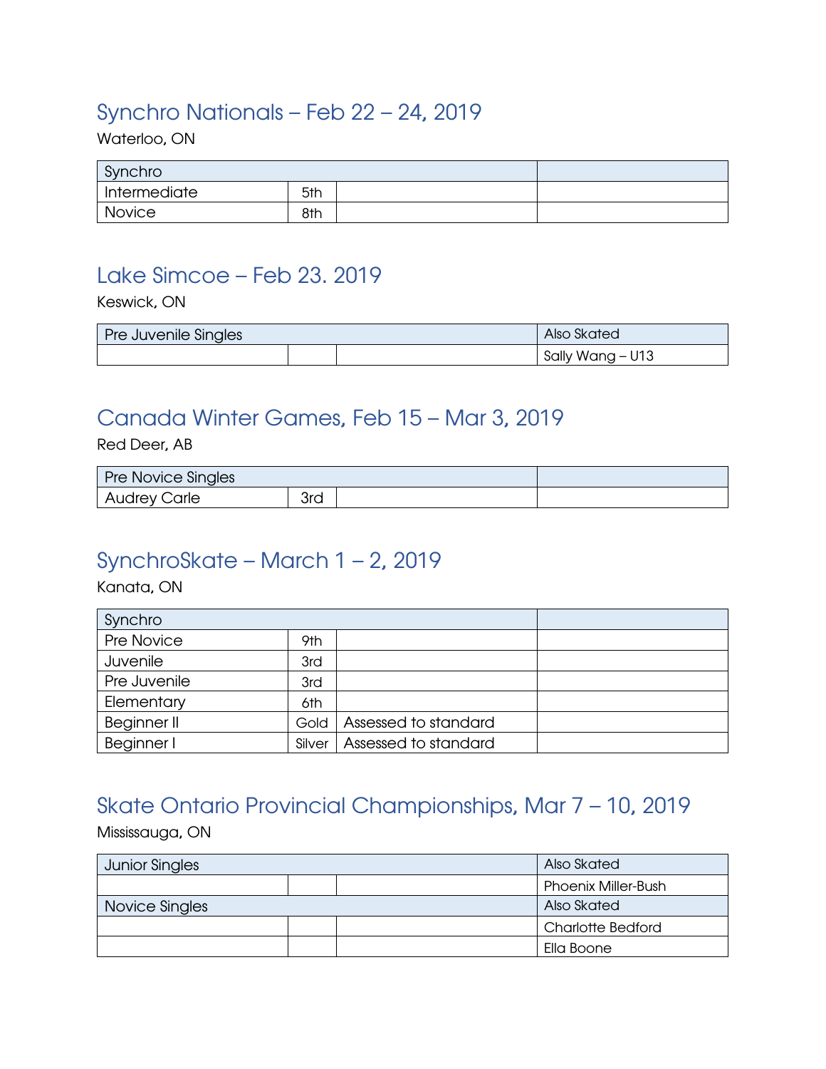## Synchro Nationals – Feb 22 – 24, 2019

Waterloo, ON

| Synchro | | | |
|---|---|---|---|
| Intermediate | 5th | | |
| Novice | 8th | | |

## Lake Simcoe – Feb 23. 2019

Keswick, ON

| Pre Juvenile Singles | | | Also Skated |
|---|---|---|---|
| | | | Sally Wang – U13 |

## Canada Winter Games, Feb 15 – Mar 3, 2019

Red Deer, AB

| Pre Novice Singles | | | |
|---|---|---|---|
| Audrey Carle | 3rd | | |

## SynchroSkate – March 1 – 2, 2019

Kanata, ON

| Synchro | | | |
|---|---|---|---|
| Pre Novice | 9th | | |
| Juvenile | 3rd | | |
| Pre Juvenile | 3rd | | |
| Elementary | 6th | | |
| Beginner II | Gold | Assessed to standard | |
| Beginner I | Silver | Assessed to standard | |

## Skate Ontario Provincial Championships, Mar 7 – 10, 2019

Mississauga, ON

| Junior Singles | | | Also Skated |
|---|---|---|---|
| | | | Phoenix Miller-Bush |
| Novice Singles | | | Also Skated |
| | | | Charlotte Bedford |
| | | | Ella Boone |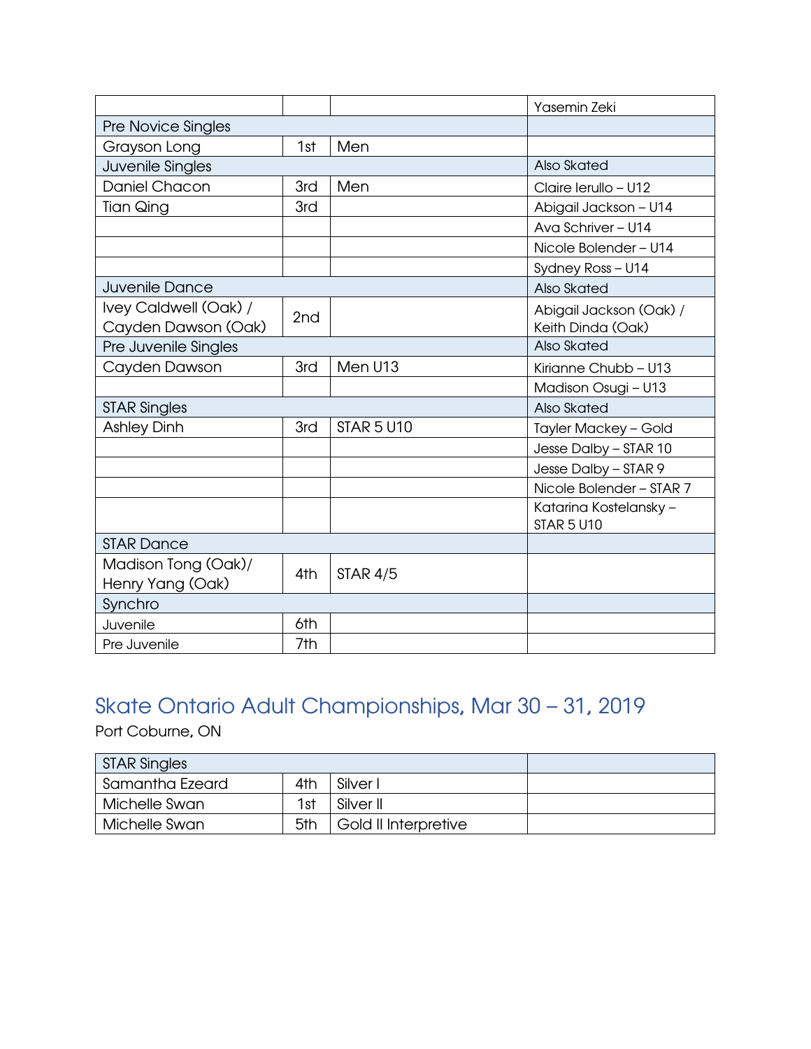| | | | |
|---|---|---|---|
| | | | Yasemin Zeki |
| Pre Novice Singles | | | |
| Grayson Long | 1st | Men | |
| Juvenile Singles | | | Also Skated |
| Daniel Chacon | 3rd | Men | Claire Ierullo – U12 |
| Tian Qing | 3rd | | Abigail Jackson – U14 |
| | | | Ava Schriver – U14 |
| | | | Nicole Bolender – U14 |
| | | | Sydney Ross – U14 |
| Juvenile Dance | | | Also Skated |
| Ivey Caldwell (Oak) / Cayden Dawson (Oak) | 2nd | | Abigail Jackson (Oak) / Keith Dinda (Oak) |
| Pre Juvenile Singles | | | Also Skated |
| Cayden Dawson | 3rd | Men U13 | Kirianne Chubb – U13 |
| | | | Madison Osugi – U13 |
| STAR Singles | | | Also Skated |
| Ashley Dinh | 3rd | STAR 5 U10 | Tayler Mackey – Gold |
| | | | Jesse Dalby – STAR 10 |
| | | | Jesse Dalby – STAR 9 |
| | | | Nicole Bolender – STAR 7 |
| | | | Katarina Kostelansky – STAR 5 U10 |
| STAR Dance | | | |
| Madison Tong (Oak)/ Henry Yang (Oak) | 4th | STAR 4/5 | |
| Synchro | | | |
| Juvenile | 6th | | |
| Pre Juvenile | 7th | | |

## Skate Ontario Adult Championships, Mar 30 – 31, 2019

Port Coburne, ON

| | | | |
|---|---|---|---|
| STAR Singles | | | |
| Samantha Ezeard | 4th | Silver I | |
| Michelle Swan | 1st | Silver II | |
| Michelle Swan | 5th | Gold II Interpretive | |